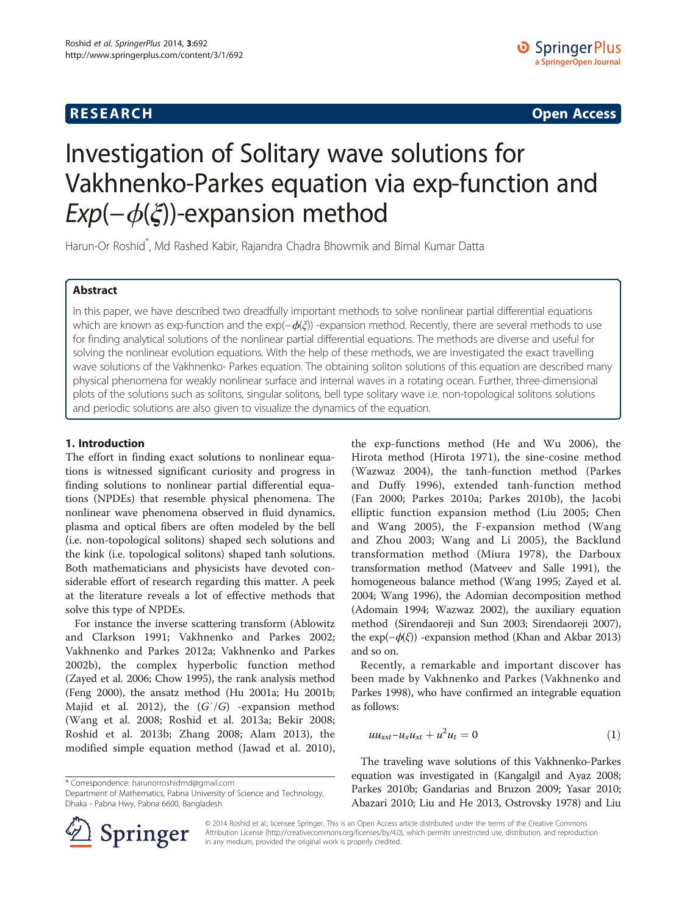**RESEARCH** **Open Access**

# Investigation of Solitary wave solutions for Vakhnenko-Parkes equation via exp-function and $Exp(-\phi(\xi))$-expansion method

Harun-Or Roshid*, Md Rashed Kabir, Rajandra Chadra Bhowmik and Bimal Kumar Datta

## Abstract

In this paper, we have described two dreadfully important methods to solve nonlinear partial differential equations which are known as exp-function and the $\exp(-\phi(\xi))$ -expansion method. Recently, there are several methods to use for finding analytical solutions of the nonlinear partial differential equations. The methods are diverse and useful for solving the nonlinear evolution equations. With the help of these methods, we are investigated the exact travelling wave solutions of the Vakhnenko- Parkes equation. The obtaining soliton solutions of this equation are described many physical phenomena for weakly nonlinear surface and internal waves in a rotating ocean. Further, three-dimensional plots of the solutions such as solitons, singular solitons, bell type solitary wave i.e. non-topological solitons solutions and periodic solutions are also given to visualize the dynamics of the equation.

## 1. Introduction

The effort in finding exact solutions to nonlinear equations is witnessed significant curiosity and progress in finding solutions to nonlinear partial differential equations (NPDEs) that resemble physical phenomena. The nonlinear wave phenomena observed in fluid dynamics, plasma and optical fibers are often modeled by the bell (i.e. non-topological solitons) shaped sech solutions and the kink (i.e. topological solitons) shaped tanh solutions. Both mathematicians and physicists have devoted considerable effort of research regarding this matter. A peek at the literature reveals a lot of effective methods that solve this type of NPDEs.

For instance the inverse scattering transform (Ablowitz and Clarkson 1991; Vakhnenko and Parkes 2002; Vakhnenko and Parkes 2012a; Vakhnenko and Parkes 2002b), the complex hyperbolic function method (Zayed et al. 2006; Chow 1995), the rank analysis method (Feng 2000), the ansatz method (Hu 2001a; Hu 2001b; Majid et al. 2012), the $(G'/G)$ -expansion method (Wang et al. 2008; Roshid et al. 2013a; Bekir 2008; Roshid et al. 2013b; Zhang 2008; Alam 2013), the modified simple equation method (Jawad et al. 2010), the exp-functions method (He and Wu 2006), the Hirota method (Hirota 1971), the sine-cosine method (Wazwaz 2004), the tanh-function method (Parkes and Duffy 1996), extended tanh-function method (Fan 2000; Parkes 2010a; Parkes 2010b), the Jacobi elliptic function expansion method (Liu 2005; Chen and Wang 2005), the F-expansion method (Wang and Zhou 2003; Wang and Li 2005), the Backlund transformation method (Miura 1978), the Darboux transformation method (Matveev and Salle 1991), the homogeneous balance method (Wang 1995; Zayed et al. 2004; Wang 1996), the Adomian decomposition method (Adomain 1994; Wazwaz 2002), the auxiliary equation method (Sirendaoreji and Sun 2003; Sirendaoreji 2007), the $\exp(-\phi(\xi))$ -expansion method (Khan and Akbar 2013) and so on.

Recently, a remarkable and important discover has been made by Vakhnenko and Parkes (Vakhnenko and Parkes 1998), who have confirmed an integrable equation as follows:

$$uu_{xxt}-u_x u_{xt}+u^2 u_t=0 \tag{1}$$

The traveling wave solutions of this Vakhnenko-Parkes equation was investigated in (Kangalgil and Ayaz 2008; Parkes 2010b; Gandarias and Bruzon 2009; Yasar 2010; Abazari 2010; Liu and He 2013, Ostrovsky 1978) and Liu

\* Correspondence: harunorroshidmd@gmail.com
Department of Mathematics, Pabna University of Science and Technology, Dhaka - Pabna Hwy, Pabna 6600, Bangladesh

© 2014 Roshid et al.; licensee Springer. This is an Open Access article distributed under the terms of the Creative Commons Attribution License (http://creativecommons.org/licenses/by/4.0), which permits unrestricted use, distribution, and reproduction in any medium, provided the original work is properly credited.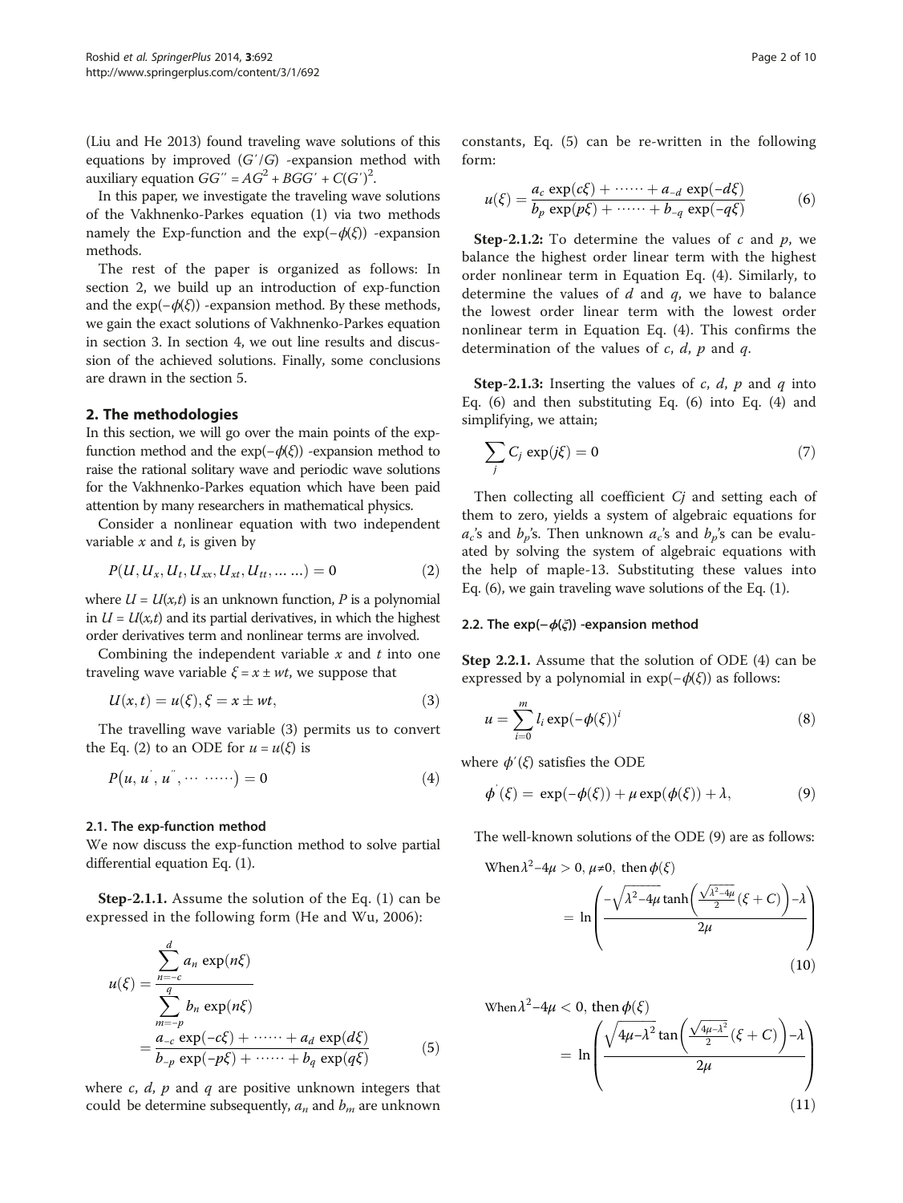(Liu and He 2013) found traveling wave solutions of this equations by improved $(G'/G)$ -expansion method with auxiliary equation $GG'' = AG^2 + BGG' + C(G')^2$.

In this paper, we investigate the traveling wave solutions of the Vakhnenko-Parkes equation (1) via two methods namely the Exp-function and the $\exp(-\phi(\xi))$ -expansion methods.

The rest of the paper is organized as follows: In section 2, we build up an introduction of exp-function and the $\exp(-\phi(\xi))$ -expansion method. By these methods, we gain the exact solutions of Vakhnenko-Parkes equation in section 3. In section 4, we out line results and discussion of the achieved solutions. Finally, some conclusions are drawn in the section 5.

## 2. The methodologies

In this section, we will go over the main points of the exp-function method and the $\exp(-\phi(\xi))$ -expansion method to raise the rational solitary wave and periodic wave solutions for the Vakhnenko-Parkes equation which have been paid attention by many researchers in mathematical physics.

Consider a nonlinear equation with two independent variable $x$ and $t$, is given by

$$P(U, U_x, U_t, U_{xx}, U_{xt}, U_{tt}, \ldots \ldots) = 0 \tag{2}$$

where $U = U(x,t)$ is an unknown function, $P$ is a polynomial in $U = U(x,t)$ and its partial derivatives, in which the highest order derivatives term and nonlinear terms are involved.

Combining the independent variable $x$ and $t$ into one traveling wave variable $\xi = x \pm wt$, we suppose that

$$U(x,t) = u(\xi), \xi = x \pm wt, \tag{3}$$

The travelling wave variable (3) permits us to convert the Eq. (2) to an ODE for $u = u(\xi)$ is

$$P(u, u', u'', \cdots \cdots\cdots) = 0 \tag{4}$$

### 2.1. The exp-function method

We now discuss the exp-function method to solve partial differential equation Eq. (1).

**Step-2.1.1.** Assume the solution of the Eq. (1) can be expressed in the following form (He and Wu, 2006):

$$u(\xi) = \frac{\sum_{n=-c}^{d} a_n \exp(n\xi)}{\sum_{m=-p}^{q} b_n \exp(n\xi)} = \frac{a_{-c}\exp(-c\xi) + \cdots\cdots + a_d \exp(d\xi)}{b_{-p}\exp(-p\xi) + \cdots\cdots + b_q \exp(q\xi)} \tag{5}$$

where $c$, $d$, $p$ and $q$ are positive unknown integers that could be determine subsequently, $a_n$ and $b_m$ are unknown constants, Eq. (5) can be re-written in the following form:

$$u(\xi) = \frac{a_c \exp(c\xi) + \cdots\cdots + a_{-d}\exp(-d\xi)}{b_p \exp(p\xi) + \cdots\cdots + b_{-q}\exp(-q\xi)} \tag{6}$$

**Step-2.1.2:** To determine the values of $c$ and $p$, we balance the highest order linear term with the highest order nonlinear term in Equation Eq. (4). Similarly, to determine the values of $d$ and $q$, we have to balance the lowest order linear term with the lowest order nonlinear term in Equation Eq. (4). This confirms the determination of the values of $c$, $d$, $p$ and $q$.

**Step-2.1.3:** Inserting the values of $c$, $d$, $p$ and $q$ into Eq. (6) and then substituting Eq. (6) into Eq. (4) and simplifying, we attain;

$$\sum_j C_j \exp(j\xi) = 0 \tag{7}$$

Then collecting all coefficient $Cj$ and setting each of them to zero, yields a system of algebraic equations for $a_c$'s and $b_p$'s. Then unknown $a_c$'s and $b_p$'s can be evaluated by solving the system of algebraic equations with the help of maple-13. Substituting these values into Eq. (6), we gain traveling wave solutions of the Eq. (1).

### 2.2. The $\exp(-\phi(\xi))$ -expansion method

**Step 2.2.1.** Assume that the solution of ODE (4) can be expressed by a polynomial in $\exp(-\phi(\xi))$ as follows:

$$u = \sum_{i=0}^{m} l_i \exp(-\phi(\xi))^i \tag{8}$$

where $\phi'(\xi)$ satisfies the ODE

$$\phi'(\xi) = \exp(-\phi(\xi)) + \mu \exp(\phi(\xi)) + \lambda, \tag{9}$$

The well-known solutions of the ODE (9) are as follows:

When $\lambda^2 - 4\mu > 0$, $\mu \neq 0$, then $\phi(\xi)$

$$= \ln\left(\frac{-\sqrt{\lambda^2-4\mu}\tanh\left(\frac{\sqrt{\lambda^2-4\mu}}{2}(\xi + C)\right) - \lambda}{2\mu}\right) \tag{10}$$

When $\lambda^2 - 4\mu < 0$, then $\phi(\xi)$

$$= \ln\left(\frac{\sqrt{4\mu-\lambda^2}\tan\left(\frac{\sqrt{4\mu-\lambda^2}}{2}(\xi + C)\right) - \lambda}{2\mu}\right) \tag{11}$$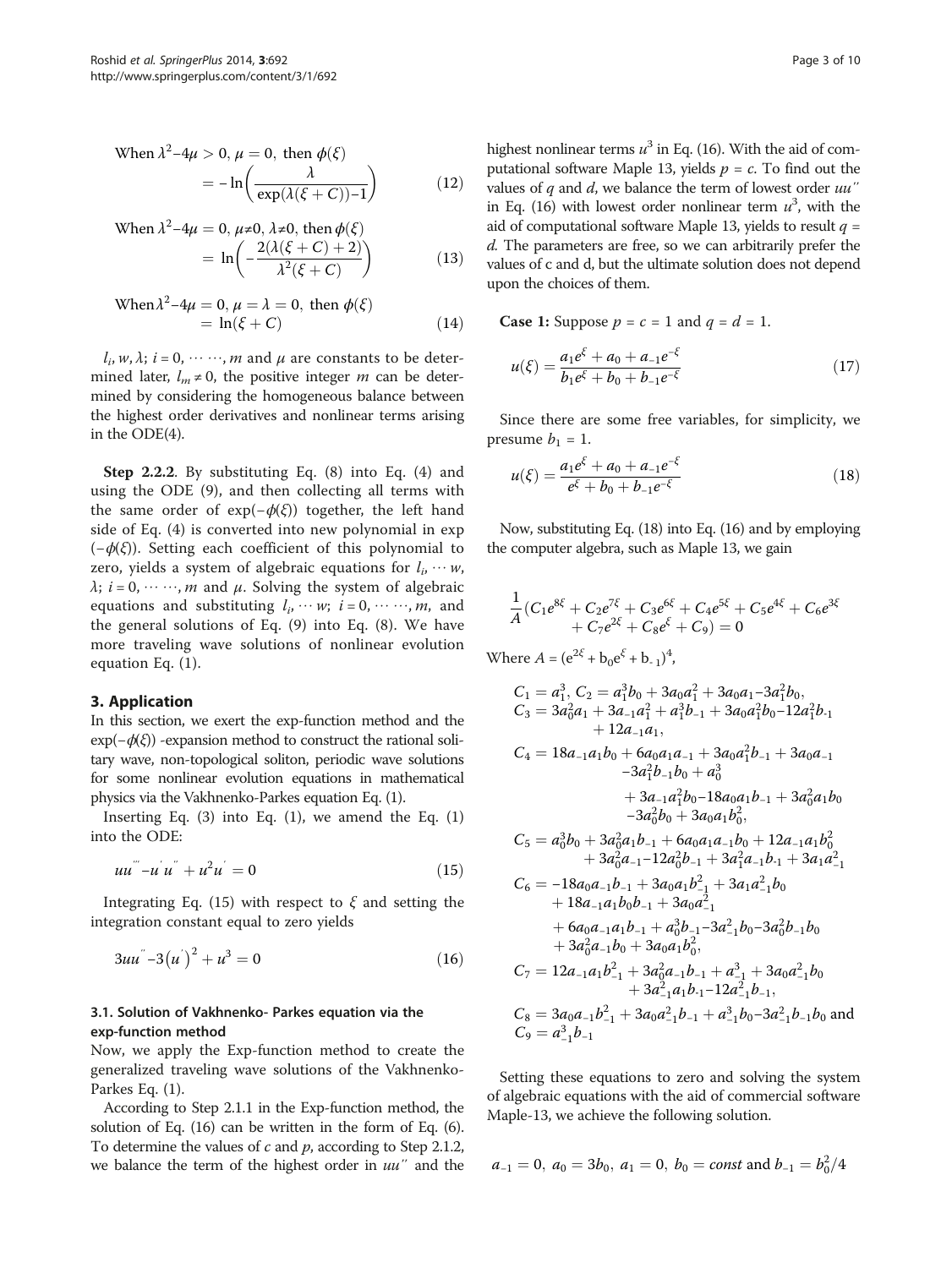When $\lambda^2 - 4\mu > 0$, $\mu = 0$, then $\phi(\xi)$

$$= -\ln\left(\frac{\lambda}{\exp(\lambda(\xi + C)) - 1}\right) \tag{12}$$

When $\lambda^2 - 4\mu = 0$, $\mu \neq 0$, $\lambda \neq 0$, then $\phi(\xi)$

$$= \ln\left(-\frac{2(\lambda(\xi + C) + 2)}{\lambda^2(\xi + C)}\right) \tag{13}$$

When $\lambda^2 - 4\mu = 0$, $\mu = \lambda = 0$, then $\phi(\xi)$

$$= \ln(\xi + C) \tag{14}$$

$l_i, w, \lambda$; $i = 0, \cdots\cdots, m$ and $\mu$ are constants to be determined later, $l_m \neq 0$, the positive integer $m$ can be determined by considering the homogeneous balance between the highest order derivatives and nonlinear terms arising in the ODE(4).

**Step 2.2.2**. By substituting Eq. (8) into Eq. (4) and using the ODE (9), and then collecting all terms with the same order of $\exp(-\phi(\xi))$ together, the left hand side of Eq. (4) is converted into new polynomial in $\exp(-\phi(\xi))$. Setting each coefficient of this polynomial to zero, yields a system of algebraic equations for $l_i, \cdots w$, $\lambda$; $i = 0, \cdots\cdots, m$ and $\mu$. Solving the system of algebraic equations and substituting $l_i, \cdots w$; $i = 0, \cdots\cdots, m$, and the general solutions of Eq. (9) into Eq. (8). We have more traveling wave solutions of nonlinear evolution equation Eq. (1).

## 3. Application

In this section, we exert the exp-function method and the $\exp(-\phi(\xi))$ -expansion method to construct the rational solitary wave, non-topological soliton, periodic wave solutions for some nonlinear evolution equations in mathematical physics via the Vakhnenko-Parkes equation Eq. (1).

Inserting Eq. (3) into Eq. (1), we amend the Eq. (1) into the ODE:

$$uu''' - u'u'' + u^2u' = 0 \tag{15}$$

Integrating Eq. (15) with respect to $\xi$ and setting the integration constant equal to zero yields

$$3uu'' - 3(u')^2 + u^3 = 0 \tag{16}$$

### 3.1. Solution of Vakhnenko- Parkes equation via the exp-function method

Now, we apply the Exp-function method to create the generalized traveling wave solutions of the Vakhnenko-Parkes Eq. (1).

According to Step 2.1.1 in the Exp-function method, the solution of Eq. (16) can be written in the form of Eq. (6). To determine the values of $c$ and $p$, according to Step 2.1.2, we balance the term of the highest order in $uu''$ and the highest nonlinear terms $u^3$ in Eq. (16). With the aid of computational software Maple 13, yields $p = c$. To find out the values of $q$ and $d$, we balance the term of lowest order $uu''$ in Eq. (16) with lowest order nonlinear term $u^3$, with the aid of computational software Maple 13, yields to result $q = d$. The parameters are free, so we can arbitrarily prefer the values of c and d, but the ultimate solution does not depend upon the choices of them.

**Case 1:** Suppose $p = c = 1$ and $q = d = 1$.

$$u(\xi) = \frac{a_1 e^{\xi} + a_0 + a_{-1} e^{-\xi}}{b_1 e^{\xi} + b_0 + b_{-1} e^{-\xi}} \tag{17}$$

Since there are some free variables, for simplicity, we presume $b_1 = 1$.

$$u(\xi) = \frac{a_1 e^{\xi} + a_0 + a_{-1} e^{-\xi}}{e^{\xi} + b_0 + b_{-1} e^{-\xi}} \tag{18}$$

Now, substituting Eq. (18) into Eq. (16) and by employing the computer algebra, such as Maple 13, we gain

$$\frac{1}{A}\left(C_1 e^{8\xi} + C_2 e^{7\xi} + C_3 e^{6\xi} + C_4 e^{5\xi} + C_5 e^{4\xi} + C_6 e^{3\xi} + C_7 e^{2\xi} + C_8 e^{\xi} + C_9\right) = 0$$

Where $A = (e^{2\xi} + b_0 e^{\xi} + b_{-1})^4$,

$$\begin{aligned}
C_1 &= a_1^3,\ C_2 = a_1^3 b_0 + 3a_0 a_1^2 + 3a_0 a_1 - 3a_1^2 b_0, \\
C_3 &= 3a_0^2 a_1 + 3a_{-1} a_1^2 + a_1^3 b_{-1} + 3a_0 a_1^2 b_0 - 12a_1^2 b_{-1} + 12a_{-1} a_1, \\
C_4 &= 18a_{-1} a_1 b_0 + 6a_0 a_1 a_{-1} + 3a_0 a_1^2 b_{-1} + 3a_0 a_{-1} - 3a_1^2 b_{-1} b_0 + a_0^3 \\
&\quad + 3a_{-1} a_1^2 b_0 - 18a_0 a_1 b_{-1} + 3a_0^2 a_1 b_0 - 3a_0^2 b_0 + 3a_0 a_1 b_0^2, \\
C_5 &= a_0^3 b_0 + 3a_0^2 a_1 b_{-1} + 6a_0 a_1 a_{-1} b_0 + 12a_{-1} a_1 b_0^2 + 3a_0^2 a_{-1} - 12a_0^2 b_{-1} + 3a_1^2 a_{-1} b_{-1} + 3a_1 a_{-1}^2 \\
C_6 &= -18a_0 a_{-1} b_{-1} + 3a_0 a_1 b_{-1}^2 + 3a_1 a_{-1}^2 b_0 + 18a_{-1} a_1 b_0 b_{-1} + 3a_0 a_{-1}^2 \\
&\quad + 6a_0 a_{-1} a_1 b_{-1} + a_0^3 b_{-1} - 3a_{-1}^2 b_0 - 3a_0^2 b_{-1} b_0 + 3a_0^2 a_{-1} b_0 + 3a_0 a_1 b_0^2, \\
C_7 &= 12a_{-1} a_1 b_{-1}^2 + 3a_0^2 a_{-1} b_{-1} + a_{-1}^3 + 3a_0 a_{-1}^2 b_0 + 3a_{-1}^2 a_1 b_{-1} - 12a_{-1}^2 b_{-1}, \\
C_8 &= 3a_0 a_{-1} b_{-1}^2 + 3a_0 a_{-1}^2 b_{-1} + a_{-1}^3 b_0 - 3a_{-1}^2 b_{-1} b_0 \text{ and} \\
C_9 &= a_{-1}^3 b_{-1}
\end{aligned}$$

Setting these equations to zero and solving the system of algebraic equations with the aid of commercial software Maple-13, we achieve the following solution.

$$a_{-1} = 0,\ a_0 = 3b_0,\ a_1 = 0,\ b_0 = const \text{ and } b_{-1} = b_0^2/4$$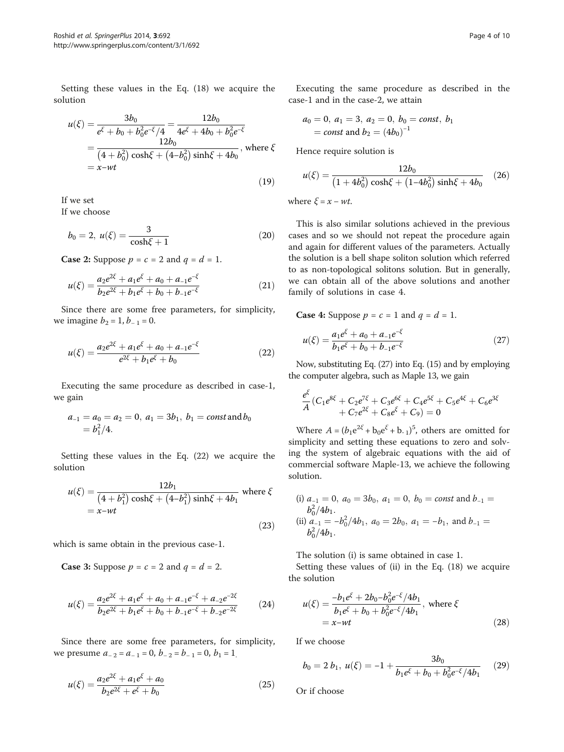Setting these values in the Eq. (18) we acquire the solution

$$u(\xi) = \frac{3b_0}{e^{\xi} + b_0 + b_0^2 e^{-\xi}/4} = \frac{12b_0}{4e^{\xi} + 4b_0 + b_0^2 e^{-\xi}} = \frac{12b_0}{\left(4 + b_0^2\right)\cosh\xi + \left(4 - b_0^2\right)\sinh\xi + 4b_0}, \text{ where } \xi = x - wt \tag{19}$$

If we set

If we choose

$$b_0 = 2,\ u(\xi) = \frac{3}{\cosh\xi + 1} \tag{20}$$

**Case 2:** Suppose $p = c = 2$ and $q = d = 1$.

$$u(\xi) = \frac{a_2 e^{2\xi} + a_1 e^{\xi} + a_0 + a_{-1} e^{-\xi}}{b_2 e^{2\xi} + b_1 e^{\xi} + b_0 + b_{-1} e^{-\xi}} \tag{21}$$

Since there are some free parameters, for simplicity, we imagine $b_2 = 1, b_{-1} = 0$.

$$u(\xi) = \frac{a_2 e^{2\xi} + a_1 e^{\xi} + a_0 + a_{-1} e^{-\xi}}{e^{2\xi} + b_1 e^{\xi} + b_0} \tag{22}$$

Executing the same procedure as described in case-1, we gain

$$a_{-1} = a_0 = a_2 = 0,\ a_1 = 3b_1,\ b_1 = const \text{ and } b_0 = b_1^2/4.$$

Setting these values in the Eq. (22) we acquire the solution

$$u(\xi) = \frac{12b_1}{\left(4 + b_1^2\right)\cosh\xi + \left(4 - b_1^2\right)\sinh\xi + 4b_1} \text{ where } \xi = x - wt \tag{23}$$

which is same obtain in the previous case-1.

**Case 3:** Suppose $p = c = 2$ and $q = d = 2$.

$$u(\xi) = \frac{a_2 e^{2\xi} + a_1 e^{\xi} + a_0 + a_{-1} e^{-\xi} + a_{-2} e^{-2\xi}}{b_2 e^{2\xi} + b_1 e^{\xi} + b_0 + b_{-1} e^{-\xi} + b_{-2} e^{-2\xi}} \tag{24}$$

Since there are some free parameters, for simplicity, we presume $a_{-2} = a_{-1} = 0$, $b_{-2} = b_{-1} = 0$, $b_1 = 1$.

$$u(\xi) = \frac{a_2 e^{2\xi} + a_1 e^{\xi} + a_0}{b_2 e^{2\xi} + e^{\xi} + b_0} \tag{25}$$

Executing the same procedure as described in the case-1 and in the case-2, we attain

$$a_0 = 0,\ a_1 = 3,\ a_2 = 0,\ b_0 = const,\ b_1 = const \text{ and } b_2 = (4b_0)^{-1}$$

Hence require solution is

$$u(\xi) = \frac{12b_0}{\left(1 + 4b_0^2\right)\cosh\xi + \left(1 - 4b_0^2\right)\sinh\xi + 4b_0} \tag{26}$$

where $\xi = x - wt$.

This is also similar solutions achieved in the previous cases and so we should not repeat the procedure again and again for different values of the parameters. Actually the solution is a bell shape soliton solution which referred to as non-topological solitons solution. But in generally, we can obtain all of the above solutions and another family of solutions in case 4.

**Case 4:** Suppose $p = c = 1$ and $q = d = 1$.

$$u(\xi) = \frac{a_1 e^{\xi} + a_0 + a_{-1} e^{-\xi}}{b_1 e^{\xi} + b_0 + b_{-1} e^{-\xi}} \tag{27}$$

Now, substituting Eq. (27) into Eq. (15) and by employing the computer algebra, such as Maple 13, we gain

$$\frac{e^{\xi}}{A}\left(C_1 e^{8\xi} + C_2 e^{7\xi} + C_3 e^{6\xi} + C_4 e^{5\xi} + C_5 e^{4\xi} + C_6 e^{3\xi} + C_7 e^{2\xi} + C_8 e^{\xi} + C_9\right) = 0$$

Where $A = (b_1 e^{2\xi} + b_0 e^{\xi} + b_{-1})^5$, others are omitted for simplicity and setting these equations to zero and solving the system of algebraic equations with the aid of commercial software Maple-13, we achieve the following solution.

(i) $a_{-1} = 0,\ a_0 = 3b_0,\ a_1 = 0,\ b_0 = const$ and $b_{-1} = b_0^2/4b_1$.
(ii) $a_{-1} = -b_0^2/4b_1,\ a_0 = 2b_0,\ a_1 = -b_1$, and $b_{-1} = b_0^2/4b_1$.

The solution (i) is same obtained in case 1.

Setting these values of (ii) in the Eq. (18) we acquire the solution

$$u(\xi) = \frac{-b_1 e^{\xi} + 2b_0 - b_0^2 e^{-\xi}/4b_1}{b_1 e^{\xi} + b_0 + b_0^2 e^{-\xi}/4b_1}, \text{ where } \xi = x - wt \tag{28}$$

If we choose

$$b_0 = 2\,b_1,\ u(\xi) = -1 + \frac{3b_0}{b_1 e^{\xi} + b_0 + b_0^2 e^{-\xi}/4b_1} \tag{29}$$

Or if choose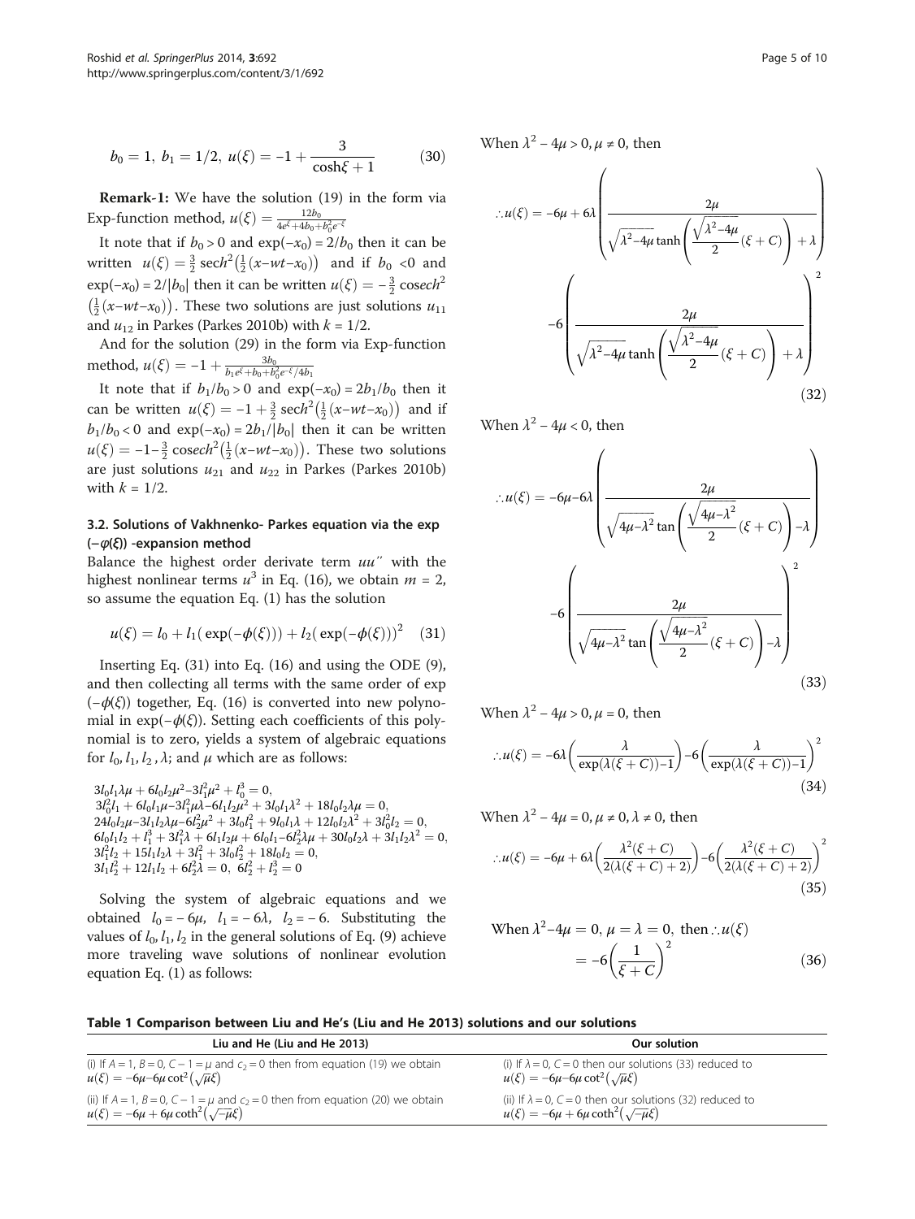$$b_0 = 1,\ b_1 = 1/2,\ u(\xi) = -1 + \frac{3}{\cosh\xi + 1} \tag{30}$$

**Remark-1:** We have the solution (19) in the form via Exp-function method, $u(\xi) = \frac{12b_0}{4e^{\xi}+4b_0+b_0^2e^{-\xi}}$

It note that if $b_0 > 0$ and $\exp(-x_0) = 2/b_0$ then it can be written $u(\xi) = \frac{3}{2}\operatorname{sech}^2\left(\frac{1}{2}(x - wt - x_0)\right)$ and if $b_0 < 0$ and $\exp(-x_0) = 2/|b_0|$ then it can be written $u(\xi) = -\frac{3}{2}\operatorname{cosech}^2\left(\frac{1}{2}(x - wt - x_0)\right)$. These two solutions are just solutions $u_{11}$ and $u_{12}$ in Parkes (Parkes 2010b) with $k = 1/2$.

And for the solution (29) in the form via Exp-function method, $u(\xi) = -1 + \frac{3b_0}{b_1e^{\xi}+b_0+b_0^2e^{-\xi}/4b_1}$

It note that if $b_1/b_0 > 0$ and $\exp(-x_0) = 2b_1/b_0$ then it can be written $u(\xi) = -1 + \frac{3}{2}\operatorname{sech}^2\left(\frac{1}{2}(x - wt - x_0)\right)$ and if $b_1/b_0 < 0$ and $\exp(-x_0) = 2b_1/|b_0|$ then it can be written $u(\xi) = -1 - \frac{3}{2}\operatorname{cosech}^2\left(\frac{1}{2}(x - wt - x_0)\right)$. These two solutions are just solutions $u_{21}$ and $u_{22}$ in Parkes (Parkes 2010b) with $k = 1/2$.

### 3.2. Solutions of Vakhnenko- Parkes equation via the exp $(-\varphi(\xi))$ -expansion method

Balance the highest order derivate term $uu''$ with the highest nonlinear terms $u^3$ in Eq. (16), we obtain $m = 2$, so assume the equation Eq. (1) has the solution

$$u(\xi) = l_0 + l_1(\exp(-\phi(\xi))) + l_2(\exp(-\phi(\xi)))^2 \tag{31}$$

Inserting Eq. (31) into Eq. (16) and using the ODE (9), and then collecting all terms with the same order of exp $(-\phi(\xi))$ together, Eq. (16) is converted into new polynomial in $\exp(-\phi(\xi))$. Setting each coefficients of this polynomial is to zero, yields a system of algebraic equations for $l_0, l_1, l_2, \lambda$; and $\mu$ which are as follows:

$$3l_0l_1\lambda\mu + 6l_0l_2\mu^2 - 3l_1^2\mu^2 + l_0^3 = 0,$$
$$3l_0^2l_1 + 6l_0l_1\mu - 3l_1^2\mu\lambda - 6l_1l_2\mu^2 + 3l_0l_1\lambda^2 + 18l_0l_2\lambda\mu = 0,$$
$$24l_0l_2\mu - 3l_1l_2\lambda\mu - 6l_2^2\mu^2 + 3l_0l_1^2 + 9l_0l_1\lambda + 12l_0l_2\lambda^2 + 3l_0^2l_2 = 0,$$
$$6l_0l_1l_2 + l_1^3 + 3l_1^2\lambda + 6l_1l_2\mu + 6l_0l_1 - 6l_2^2\lambda\mu + 30l_0l_2\lambda + 3l_1l_2\lambda^2 = 0,$$
$$3l_1^2l_2 + 15l_1l_2\lambda + 3l_1^2 + 3l_0l_2^2 + 18l_0l_2 = 0,$$
$$3l_1l_2^2 + 12l_1l_2 + 6l_2^2\lambda = 0,\ 6l_2^2 + l_2^3 = 0$$

Solving the system of algebraic equations and we obtained $l_0 = -6\mu$, $l_1 = -6\lambda$, $l_2 = -6$. Substituting the values of $l_0, l_1, l_2$ in the general solutions of Eq. (9) achieve more traveling wave solutions of nonlinear evolution equation Eq. (1) as follows:

When $\lambda^2 - 4\mu > 0, \mu \neq 0$, then

$$\therefore u(\xi) = -6\mu + 6\lambda\left(\frac{2\mu}{\sqrt{\lambda^2-4\mu}\tanh\left(\frac{\sqrt{\lambda^2-4\mu}}{2}(\xi+C)\right)+\lambda}\right) - 6\left(\frac{2\mu}{\sqrt{\lambda^2-4\mu}\tanh\left(\frac{\sqrt{\lambda^2-4\mu}}{2}(\xi+C)\right)+\lambda}\right)^2 \tag{32}$$

When $\lambda^2 - 4\mu < 0$, then

$$\therefore u(\xi) = -6\mu - 6\lambda\left(\frac{2\mu}{\sqrt{4\mu-\lambda^2}\tan\left(\frac{\sqrt{4\mu-\lambda^2}}{2}(\xi+C)\right)-\lambda}\right) - 6\left(\frac{2\mu}{\sqrt{4\mu-\lambda^2}\tan\left(\frac{\sqrt{4\mu-\lambda^2}}{2}(\xi+C)\right)-\lambda}\right)^2 \tag{33}$$

When $\lambda^2 - 4\mu > 0, \mu = 0$, then

$$\therefore u(\xi) = -6\lambda\left(\frac{\lambda}{\exp(\lambda(\xi+C))-1}\right) - 6\left(\frac{\lambda}{\exp(\lambda(\xi+C))-1}\right)^2 \tag{34}$$

When $\lambda^2 - 4\mu = 0, \mu \neq 0, \lambda \neq 0$, then

$$\therefore u(\xi) = -6\mu + 6\lambda\left(\frac{\lambda^2(\xi+C)}{2(\lambda(\xi+C)+2)}\right) - 6\left(\frac{\lambda^2(\xi+C)}{2(\lambda(\xi+C)+2)}\right)^2 \tag{35}$$

When $\lambda^2 - 4\mu = 0,\ \mu = \lambda = 0$, then $\therefore u(\xi)$

$$= -6\left(\frac{1}{\xi+C}\right)^2 \tag{36}$$

**Table 1 Comparison between Liu and He's (Liu and He 2013) solutions and our solutions**

| Liu and He (Liu and He 2013) | Our solution |
|---|---|
| (i) If $A = 1$, $B = 0$, $C - 1 = \mu$ and $c_2 = 0$ then from equation (19) we obtain $u(\xi) = -6\mu - 6\mu\cot^2(\sqrt{\mu}\xi)$ | (i) If $\lambda = 0$, $C = 0$ then our solutions (33) reduced to $u(\xi) = -6\mu - 6\mu\cot^2(\sqrt{\mu}\xi)$ |
| (ii) If $A = 1$, $B = 0$, $C - 1 = \mu$ and $c_2 = 0$ then from equation (20) we obtain $u(\xi) = -6\mu + 6\mu\coth^2(\sqrt{-\mu}\xi)$ | (ii) If $\lambda = 0$, $C = 0$ then our solutions (32) reduced to $u(\xi) = -6\mu + 6\mu\coth^2(\sqrt{-\mu}\xi)$ |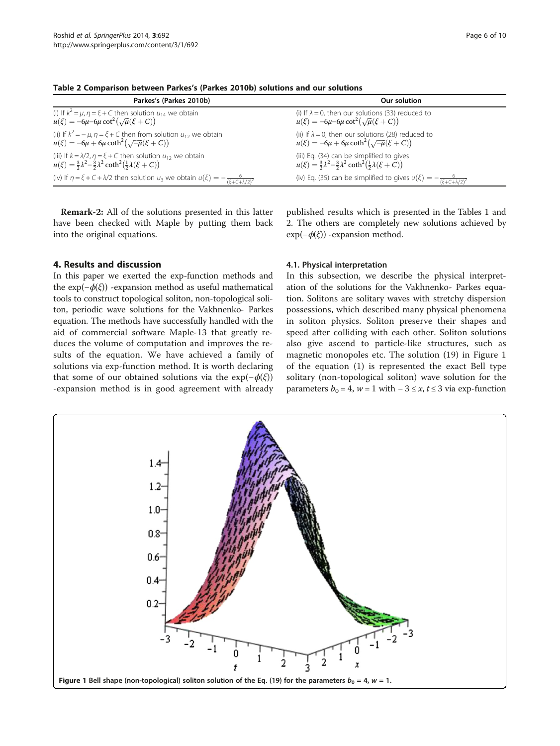**Table 2 Comparison between Parkes's (Parkes 2010b) solutions and our solutions**

| Parkes's (Parkes 2010b) | Our solution |
|---|---|
| (i) If $k^2 = \mu, \eta = \xi + C$ then solution $u_{14}$ we obtain $u(\xi) = -6\mu - 6\mu \cot^2(\sqrt{\mu}(\xi + C))$ | (i) If $\lambda = 0$, then our solutions (33) reduced to $u(\xi) = -6\mu - 6\mu \cot^2(\sqrt{\mu}(\xi + C))$ |
| (ii) If $k^2 = -\mu, \eta = \xi + C$ then from solution $u_{12}$ we obtain $u(\xi) = -6\mu + 6\mu \coth^2(\sqrt{-\mu}(\xi + C))$ | (ii) If $\lambda = 0$, then our solutions (28) reduced to $u(\xi) = -6\mu + 6\mu \coth^2(\sqrt{-\mu}(\xi + C))$ |
| (iii) If $k = \lambda/2, \eta = \xi + C$ then solution $u_{12}$ we obtain $u(\xi) = \frac{3}{2}\lambda^2 - \frac{3}{2}\lambda^2 \coth^2(\frac{1}{2}\lambda(\xi + C))$ | (iii) Eq. (34) can be simplified to gives $u(\xi) = \frac{3}{2}\lambda^2 - \frac{3}{2}\lambda^2 \coth^2(\frac{1}{2}\lambda(\xi + C))$ |
| (iv) If $\eta = \xi + C + \lambda/2$ then solution $u_3$ we obtain $u(\xi) = -\frac{6}{(\xi + C + \lambda/2)^2}$ | (iv) Eq. (35) can be simplified to gives $u(\xi) = -\frac{6}{(\xi + C + \lambda/2)^2}$ |

**Remark-2:** All of the solutions presented in this latter have been checked with Maple by putting them back into the original equations.

## 4. Results and discussion

In this paper we exerted the exp-function methods and the $\exp(-\phi(\xi))$ -expansion method as useful mathematical tools to construct topological soliton, non-topological soliton, periodic wave solutions for the Vakhnenko- Parkes equation. The methods have successfully handled with the aid of commercial software Maple-13 that greatly reduces the volume of computation and improves the results of the equation. We have achieved a family of solutions via exp-function method. It is worth declaring that some of our obtained solutions via the $\exp(-\phi(\xi))$ -expansion method is in good agreement with already published results which is presented in the Tables 1 and 2. The others are completely new solutions achieved by $\exp(-\phi(\xi))$ -expansion method.

### 4.1. Physical interpretation

In this subsection, we describe the physical interpretation of the solutions for the Vakhnenko- Parkes equation. Solitons are solitary waves with stretchy dispersion possessions, which described many physical phenomena in soliton physics. Soliton preserve their shapes and speed after colliding with each other. Soliton solutions also give ascend to particle-like structures, such as magnetic monopoles etc. The solution (19) in Figure 1 of the equation (1) is represented the exact Bell type solitary (non-topological soliton) wave solution for the parameters $b_0 = 4$, $w = 1$ with $-3 \leq x, t \leq 3$ via exp-function

**Figure 1** Bell shape (non-topological) soliton solution of the Eq. (19) for the parameters $b_0 = 4$, $w = 1$.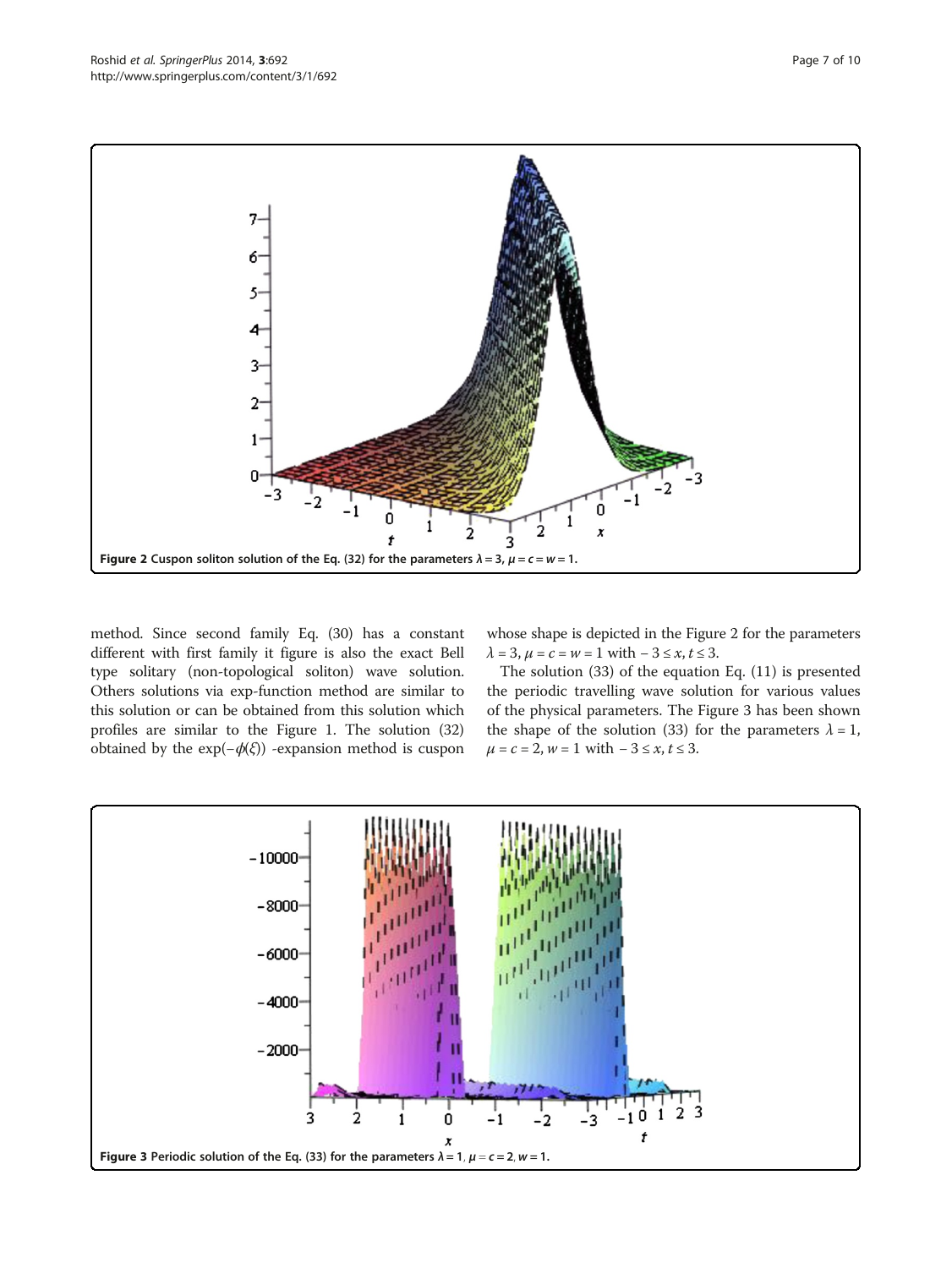Figure 2 Cuspon soliton solution of the Eq. (32) for the parameters $\lambda = 3$, $\mu = c = w = 1$.

method. Since second family Eq. (30) has a constant different with first family it figure is also the exact Bell type solitary (non-topological soliton) wave solution. Others solutions via exp-function method are similar to this solution or can be obtained from this solution which profiles are similar to the Figure 1. The solution (32) obtained by the $\exp(-\phi(\xi))$ -expansion method is cuspon whose shape is depicted in the Figure 2 for the parameters $\lambda = 3$, $\mu = c = w = 1$ with $-3 \leq x, t \leq 3$.

The solution (33) of the equation Eq. (11) is presented the periodic travelling wave solution for various values of the physical parameters. The Figure 3 has been shown the shape of the solution (33) for the parameters $\lambda = 1$, $\mu = c = 2$, $w = 1$ with $-3 \leq x, t \leq 3$.

Figure 3 Periodic solution of the Eq. (33) for the parameters $\lambda = 1$, $\mu = c = 2$, $w = 1$.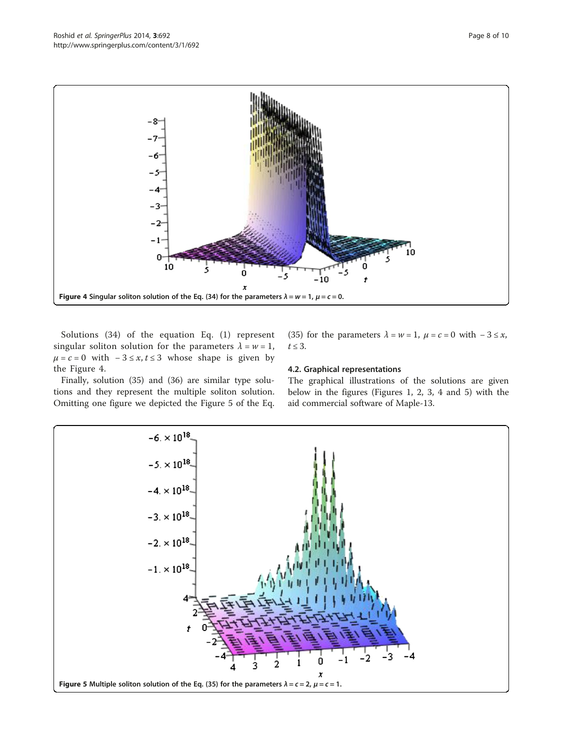Figure 4 Singular soliton solution of the Eq. (34) for the parameters $\lambda = w = 1$, $\mu = c = 0$.

Solutions (34) of the equation Eq. (1) represent singular soliton solution for the parameters $\lambda = w = 1$, $\mu = c = 0$ with $-3 \leq x, t \leq 3$ whose shape is given by the Figure 4.

Finally, solution (35) and (36) are similar type solutions and they represent the multiple soliton solution. Omitting one figure we depicted the Figure 5 of the Eq. (35) for the parameters $\lambda = w = 1$, $\mu = c = 0$ with $-3 \leq x, t \leq 3$.

### 4.2. Graphical representations

The graphical illustrations of the solutions are given below in the figures (Figures 1, 2, 3, 4 and 5) with the aid commercial software of Maple-13.

Figure 5 Multiple soliton solution of the Eq. (35) for the parameters $\lambda = c = 2$, $\mu = c = 1$.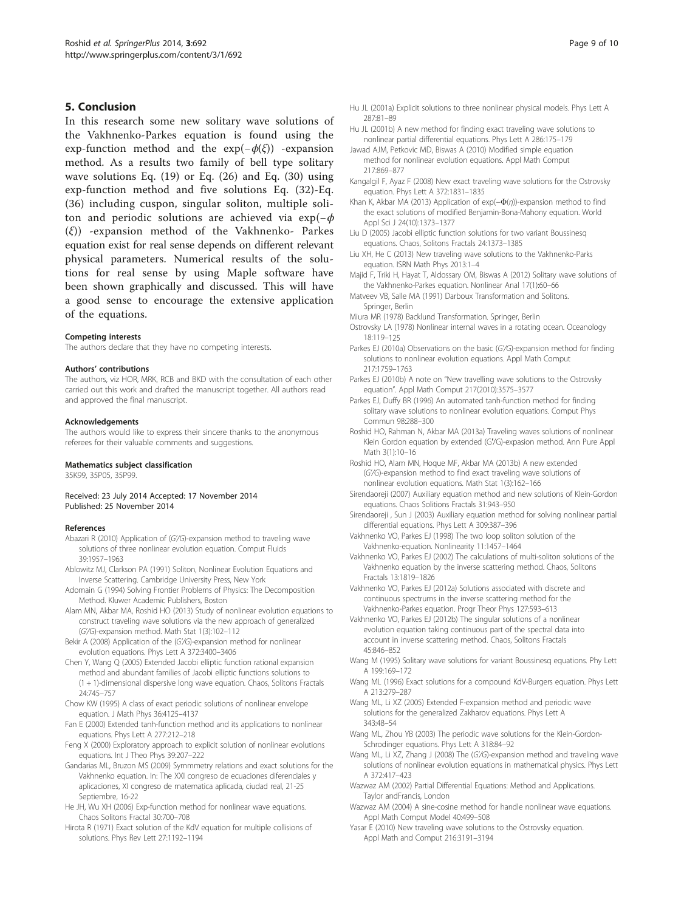## 5. Conclusion

In this research some new solitary wave solutions of the Vakhnenko-Parkes equation is found using the exp-function method and the $\exp(-\phi(\xi))$ -expansion method. As a results two family of bell type solitary wave solutions Eq. (19) or Eq. (26) and Eq. (30) using exp-function method and five solutions Eq. (32)-Eq. (36) including cuspon, singular soliton, multiple soliton and periodic solutions are achieved via $\exp(-\phi(\xi))$ -expansion method of the Vakhnenko- Parkes equation exist for real sense depends on different relevant physical parameters. Numerical results of the solutions for real sense by using Maple software have been shown graphically and discussed. This will have a good sense to encourage the extensive application of the equations.

#### Competing interests

The authors declare that they have no competing interests.

#### Authors' contributions

The authors, viz HOR, MRK, RCB and BKD with the consultation of each other carried out this work and drafted the manuscript together. All authors read and approved the final manuscript.

#### Acknowledgements

The authors would like to express their sincere thanks to the anonymous referees for their valuable comments and suggestions.

#### Mathematics subject classification

35K99, 35P05, 35P99.

Received: 23 July 2014 Accepted: 17 November 2014
Published: 25 November 2014

#### References

- Abazari R (2010) Application of (G′/G)-expansion method to traveling wave solutions of three nonlinear evolution equation. Comput Fluids 39:1957–1963
- Ablowitz MJ, Clarkson PA (1991) Soliton, Nonlinear Evolution Equations and Inverse Scattering. Cambridge University Press, New York
- Adomain G (1994) Solving Frontier Problems of Physics: The Decomposition Method. Kluwer Academic Publishers, Boston
- Alam MN, Akbar MA, Roshid HO (2013) Study of nonlinear evolution equations to construct traveling wave solutions via the new approach of generalized (G′/G)-expansion method. Math Stat 1(3):102–112
- Bekir A (2008) Application of the (G′/G)-expansion method for nonlinear evolution equations. Phys Lett A 372:3400–3406
- Chen Y, Wang Q (2005) Extended Jacobi elliptic function rational expansion method and abundant families of Jacobi elliptic functions solutions to (1 + 1)-dimensional dispersive long wave equation. Chaos, Solitons Fractals 24:745–757
- Chow KW (1995) A class of exact periodic solutions of nonlinear envelope equation. J Math Phys 36:4125–4137
- Fan E (2000) Extended tanh-function method and its applications to nonlinear equations. Phys Lett A 277:212–218
- Feng X (2000) Exploratory approach to explicit solution of nonlinear evolutions equations. Int J Theo Phys 39:207–222
- Gandarias ML, Bruzon MS (2009) Symmmetry relations and exact solutions for the Vakhnenko equation. In: The XXI congreso de ecuaciones diferenciales y aplicaciones, XI congreso de matematica aplicada, ciudad real, 21-25 Septiembre, 16-22
- He JH, Wu XH (2006) Exp-function method for nonlinear wave equations. Chaos Solitons Fractal 30:700–708
- Hirota R (1971) Exact solution of the KdV equation for multiple collisions of solutions. Phys Rev Lett 27:1192–1194
- Hu JL (2001a) Explicit solutions to three nonlinear physical models. Phys Lett A 287:81–89
- Hu JL (2001b) A new method for finding exact traveling wave solutions to nonlinear partial differential equations. Phys Lett A 286:175–179
- Jawad AJM, Petkovic MD, Biswas A (2010) Modified simple equation method for nonlinear evolution equations. Appl Math Comput 217:869–877
- Kangalgil F, Ayaz F (2008) New exact traveling wave solutions for the Ostrovsky equation. Phys Lett A 372:1831–1835
- Khan K, Akbar MA (2013) Application of exp(−Φ(η))-expansion method to find the exact solutions of modified Benjamin-Bona-Mahony equation. World Appl Sci J 24(10):1373–1377
- Liu D (2005) Jacobi elliptic function solutions for two variant Boussinesq equations. Chaos, Solitons Fractals 24:1373–1385
- Liu XH, He C (2013) New traveling wave solutions to the Vakhnenko-Parks equation. ISRN Math Phys 2013:1–4
- Majid F, Triki H, Hayat T, Aldossary OM, Biswas A (2012) Solitary wave solutions of the Vakhnenko-Parkes equation. Nonlinear Anal 17(1):60–66
- Matveev VB, Salle MA (1991) Darboux Transformation and Solitons. Springer, Berlin
- Miura MR (1978) Backlund Transformation. Springer, Berlin
- Ostrovsky LA (1978) Nonlinear internal waves in a rotating ocean. Oceanology 18:119–125
- Parkes EJ (2010a) Observations on the basic (G′/G)-expansion method for finding solutions to nonlinear evolution equations. Appl Math Comput 217:1759–1763
- Parkes EJ (2010b) A note on "New travelling wave solutions to the Ostrovsky equation". Appl Math Comput 217(2010):3575–3577
- Parkes EJ, Duffy BR (1996) An automated tanh-function method for finding solitary wave solutions to nonlinear evolution equations. Comput Phys Commun 98:288–300
- Roshid HO, Rahman N, Akbar MA (2013a) Traveling waves solutions of nonlinear Klein Gordon equation by extended (G′/G)-expasion method. Ann Pure Appl Math 3(1):10–16
- Roshid HO, Alam MN, Hoque MF, Akbar MA (2013b) A new extended (G′/G)-expansion method to find exact traveling wave solutions of nonlinear evolution equations. Math Stat 1(3):162–166
- Sirendaoreji (2007) Auxiliary equation method and new solutions of Klein-Gordon equations. Chaos Solitions Fractals 31:943–950
- Sirendaoreji , Sun J (2003) Auxiliary equation method for solving nonlinear partial differential equations. Phys Lett A 309:387–396
- Vakhnenko VO, Parkes EJ (1998) The two loop soliton solution of the Vakhnenko-equation. Nonlinearity 11:1457–1464
- Vakhnenko VO, Parkes EJ (2002) The calculations of multi-soliton solutions of the Vakhnenko equation by the inverse scattering method. Chaos, Solitons Fractals 13:1819–1826
- Vakhnenko VO, Parkes EJ (2012a) Solutions associated with discrete and continuous spectrums in the inverse scattering method for the Vakhnenko-Parkes equation. Progr Theor Phys 127:593–613
- Vakhnenko VO, Parkes EJ (2012b) The singular solutions of a nonlinear evolution equation taking continuous part of the spectral data into account in inverse scattering method. Chaos, Solitons Fractals 45:846–852
- Wang M (1995) Solitary wave solutions for variant Boussinesq equations. Phy Lett A 199:169–172
- Wang ML (1996) Exact solutions for a compound KdV-Burgers equation. Phys Lett A 213:279–287
- Wang ML, Li XZ (2005) Extended F-expansion method and periodic wave solutions for the generalized Zakharov equations. Phys Lett A 343:48–54
- Wang ML, Zhou YB (2003) The periodic wave solutions for the Klein-Gordon-Schrodinger equations. Phys Lett A 318:84–92
- Wang ML, Li XZ, Zhang J (2008) The (G′/G)-expansion method and traveling wave solutions of nonlinear evolution equations in mathematical physics. Phys Lett A 372:417–423
- Wazwaz AM (2002) Partial Differential Equations: Method and Applications. Taylor andFrancis, London
- Wazwaz AM (2004) A sine-cosine method for handle nonlinear wave equations. Appl Math Comput Model 40:499–508
- Yasar E (2010) New traveling wave solutions to the Ostrovsky equation. Appl Math and Comput 216:3191–3194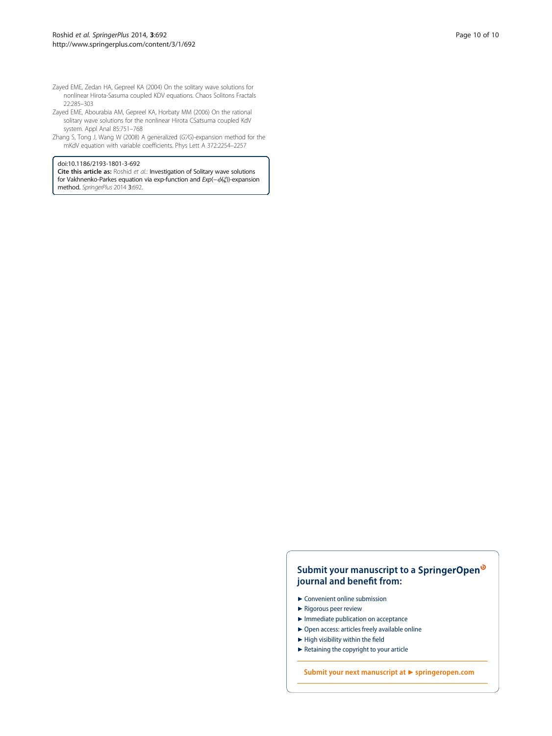Zayed EME, Zedan HA, Gepreel KA (2004) On the solitary wave solutions for nonlinear Hirota-Sasuma coupled KDV equations. Chaos Solitons Fractals 22:285–303

Zayed EME, Abourabia AM, Gepreel KA, Horbaty MM (2006) On the rational solitary wave solutions for the nonlinear Hirota CSatsuma coupled KdV system. Appl Anal 85:751–768

Zhang S, Tong J, Wang W (2008) A generalized ($G'/G$)-expansion method for the mKdV equation with variable coefficients. Phys Lett A 372:2254–2257

doi:10.1186/2193-1801-3-692

**Cite this article as:** Roshid *et al.*: Investigation of Solitary wave solutions for Vakhnenko-Parkes equation via exp-function and $Exp(-\phi(\xi))$-expansion method. *SpringerPlus* 2014 **3**:692.

**Submit your manuscript to a SpringerOpen journal and benefit from:**

- ► Convenient online submission
- ► Rigorous peer review
- ► Immediate publication on acceptance
- ► Open access: articles freely available online
- ► High visibility within the field
- ► Retaining the copyright to your article

**Submit your next manuscript at ► springeropen.com**